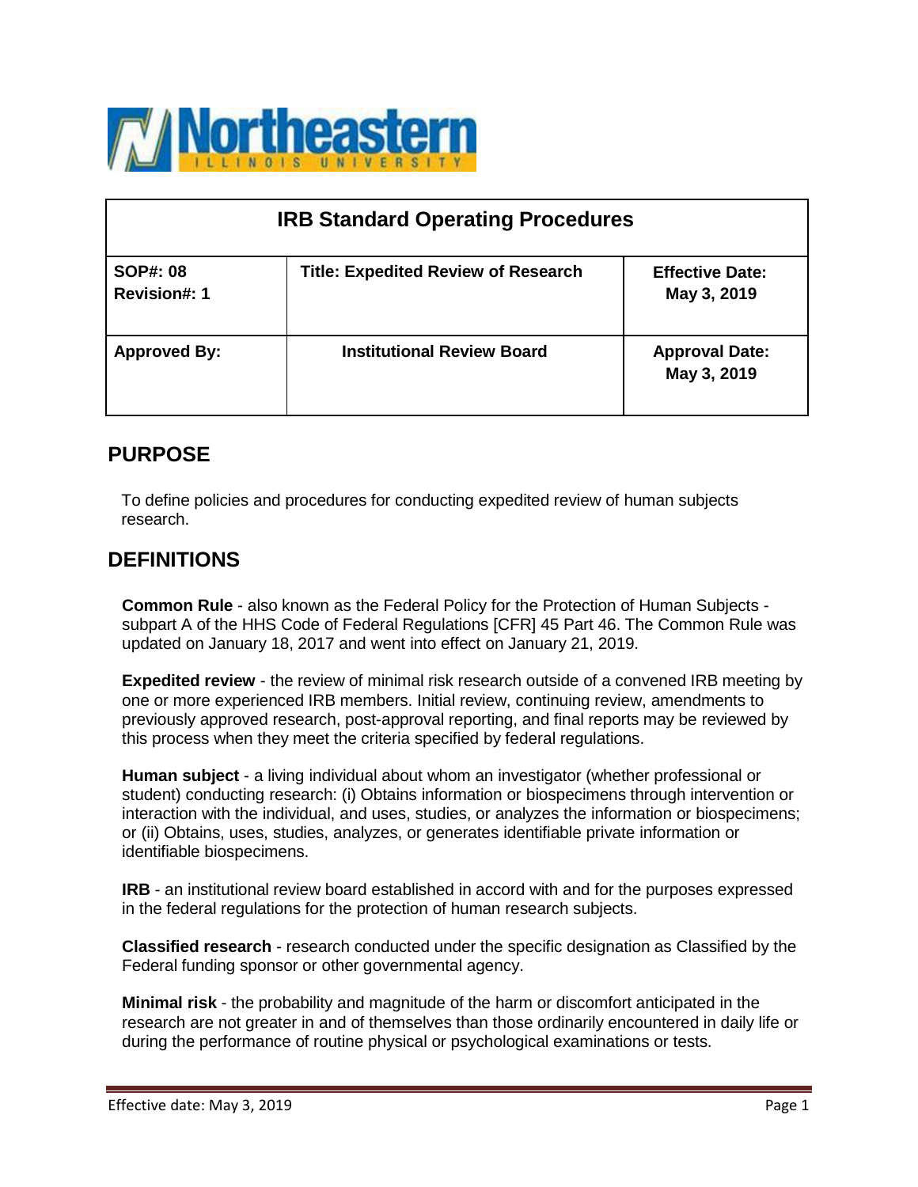Northeastern Illinois University

| IRB Standard Operating Procedures | | |
|---|---|---|
| **SOP#: 08**<br>**Revision#: 1** | **Title: Expedited Review of Research** | **Effective Date:**<br>**May 3, 2019** |
| **Approved By:** | **Institutional Review Board** | **Approval Date:**<br>**May 3, 2019** |

## PURPOSE

To define policies and procedures for conducting expedited review of human subjects research.

## DEFINITIONS

**Common Rule** - also known as the Federal Policy for the Protection of Human Subjects - subpart A of the HHS Code of Federal Regulations [CFR] 45 Part 46. The Common Rule was updated on January 18, 2017 and went into effect on January 21, 2019.

**Expedited review** - the review of minimal risk research outside of a convened IRB meeting by one or more experienced IRB members. Initial review, continuing review, amendments to previously approved research, post-approval reporting, and final reports may be reviewed by this process when they meet the criteria specified by federal regulations.

**Human subject** - a living individual about whom an investigator (whether professional or student) conducting research: (i) Obtains information or biospecimens through intervention or interaction with the individual, and uses, studies, or analyzes the information or biospecimens; or (ii) Obtains, uses, studies, analyzes, or generates identifiable private information or identifiable biospecimens.

**IRB** - an institutional review board established in accord with and for the purposes expressed in the federal regulations for the protection of human research subjects.

**Classified research** - research conducted under the specific designation as Classified by the Federal funding sponsor or other governmental agency.

**Minimal risk** - the probability and magnitude of the harm or discomfort anticipated in the research are not greater in and of themselves than those ordinarily encountered in daily life or during the performance of routine physical or psychological examinations or tests.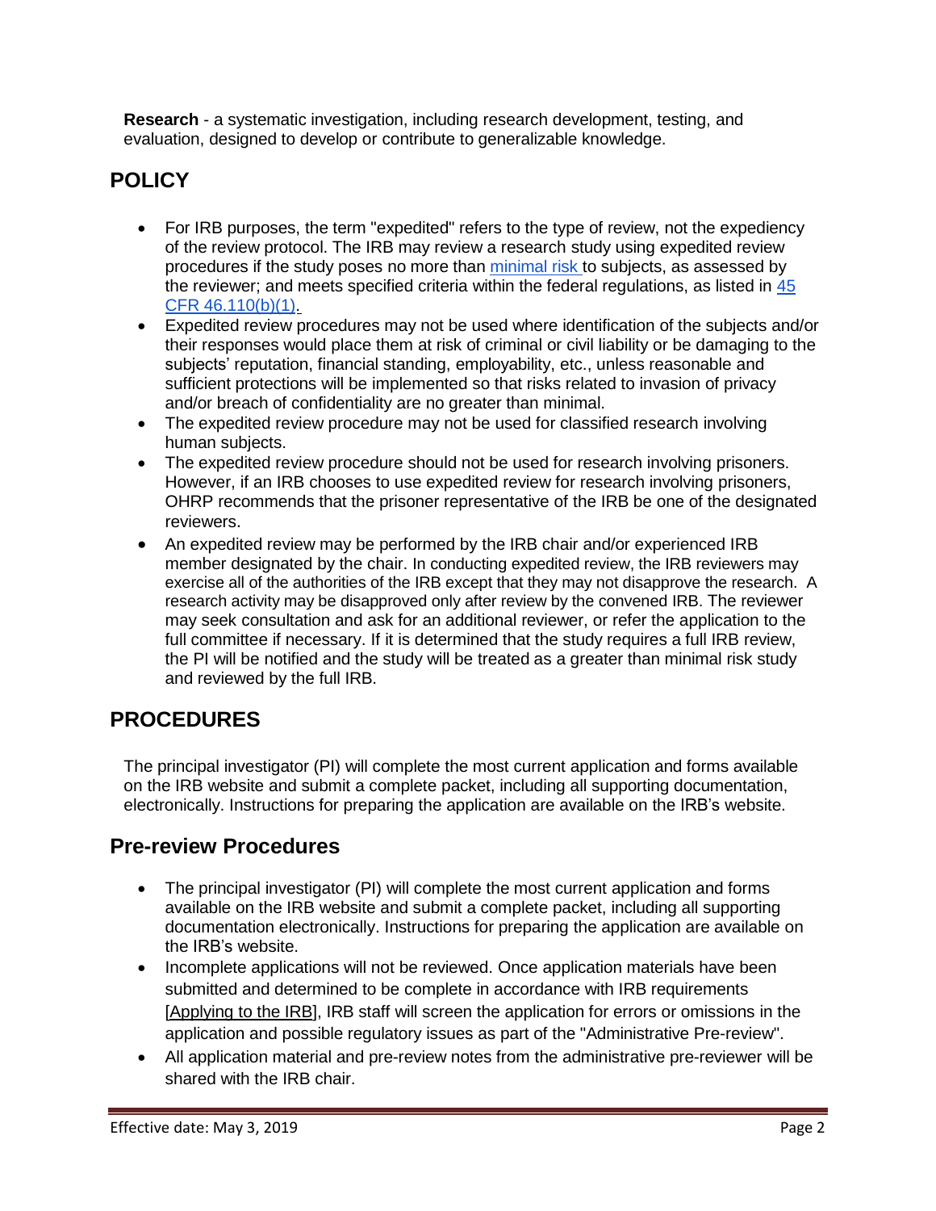**Research** - a systematic investigation, including research development, testing, and evaluation, designed to develop or contribute to generalizable knowledge.

## POLICY

- For IRB purposes, the term "expedited" refers to the type of review, not the expediency of the review protocol. The IRB may review a research study using expedited review procedures if the study poses no more than minimal risk to subjects, as assessed by the reviewer; and meets specified criteria within the federal regulations, as listed in 45 CFR 46.110(b)(1).
- Expedited review procedures may not be used where identification of the subjects and/or their responses would place them at risk of criminal or civil liability or be damaging to the subjects' reputation, financial standing, employability, etc., unless reasonable and sufficient protections will be implemented so that risks related to invasion of privacy and/or breach of confidentiality are no greater than minimal.
- The expedited review procedure may not be used for classified research involving human subjects.
- The expedited review procedure should not be used for research involving prisoners. However, if an IRB chooses to use expedited review for research involving prisoners, OHRP recommends that the prisoner representative of the IRB be one of the designated reviewers.
- An expedited review may be performed by the IRB chair and/or experienced IRB member designated by the chair. In conducting expedited review, the IRB reviewers may exercise all of the authorities of the IRB except that they may not disapprove the research. A research activity may be disapproved only after review by the convened IRB. The reviewer may seek consultation and ask for an additional reviewer, or refer the application to the full committee if necessary. If it is determined that the study requires a full IRB review, the PI will be notified and the study will be treated as a greater than minimal risk study and reviewed by the full IRB.

## PROCEDURES

The principal investigator (PI) will complete the most current application and forms available on the IRB website and submit a complete packet, including all supporting documentation, electronically. Instructions for preparing the application are available on the IRB's website.

### Pre-review Procedures

- The principal investigator (PI) will complete the most current application and forms available on the IRB website and submit a complete packet, including all supporting documentation electronically. Instructions for preparing the application are available on the IRB's website.
- Incomplete applications will not be reviewed. Once application materials have been submitted and determined to be complete in accordance with IRB requirements [Applying to the IRB], IRB staff will screen the application for errors or omissions in the application and possible regulatory issues as part of the "Administrative Pre-review".
- All application material and pre-review notes from the administrative pre-reviewer will be shared with the IRB chair.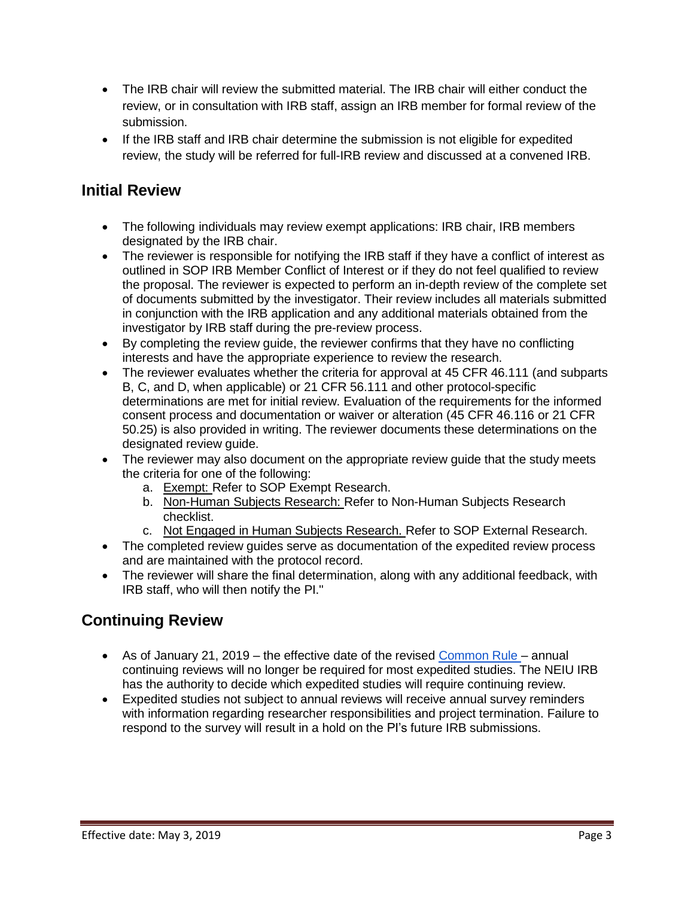- The IRB chair will review the submitted material. The IRB chair will either conduct the review, or in consultation with IRB staff, assign an IRB member for formal review of the submission.
- If the IRB staff and IRB chair determine the submission is not eligible for expedited review, the study will be referred for full-IRB review and discussed at a convened IRB.

## Initial Review

- The following individuals may review exempt applications: IRB chair, IRB members designated by the IRB chair.
- The reviewer is responsible for notifying the IRB staff if they have a conflict of interest as outlined in SOP IRB Member Conflict of Interest or if they do not feel qualified to review the proposal. The reviewer is expected to perform an in-depth review of the complete set of documents submitted by the investigator. Their review includes all materials submitted in conjunction with the IRB application and any additional materials obtained from the investigator by IRB staff during the pre-review process.
- By completing the review guide, the reviewer confirms that they have no conflicting interests and have the appropriate experience to review the research.
- The reviewer evaluates whether the criteria for approval at 45 CFR 46.111 (and subparts B, C, and D, when applicable) or 21 CFR 56.111 and other protocol-specific determinations are met for initial review. Evaluation of the requirements for the informed consent process and documentation or waiver or alteration (45 CFR 46.116 or 21 CFR 50.25) is also provided in writing. The reviewer documents these determinations on the designated review guide.
- The reviewer may also document on the appropriate review guide that the study meets the criteria for one of the following:
    a. Exempt: Refer to SOP Exempt Research.
    b. Non-Human Subjects Research: Refer to Non-Human Subjects Research checklist.
    c. Not Engaged in Human Subjects Research. Refer to SOP External Research.
- The completed review guides serve as documentation of the expedited review process and are maintained with the protocol record.
- The reviewer will share the final determination, along with any additional feedback, with IRB staff, who will then notify the PI."

## Continuing Review

- As of January 21, 2019 – the effective date of the revised Common Rule – annual continuing reviews will no longer be required for most expedited studies. The NEIU IRB has the authority to decide which expedited studies will require continuing review.
- Expedited studies not subject to annual reviews will receive annual survey reminders with information regarding researcher responsibilities and project termination. Failure to respond to the survey will result in a hold on the PI's future IRB submissions.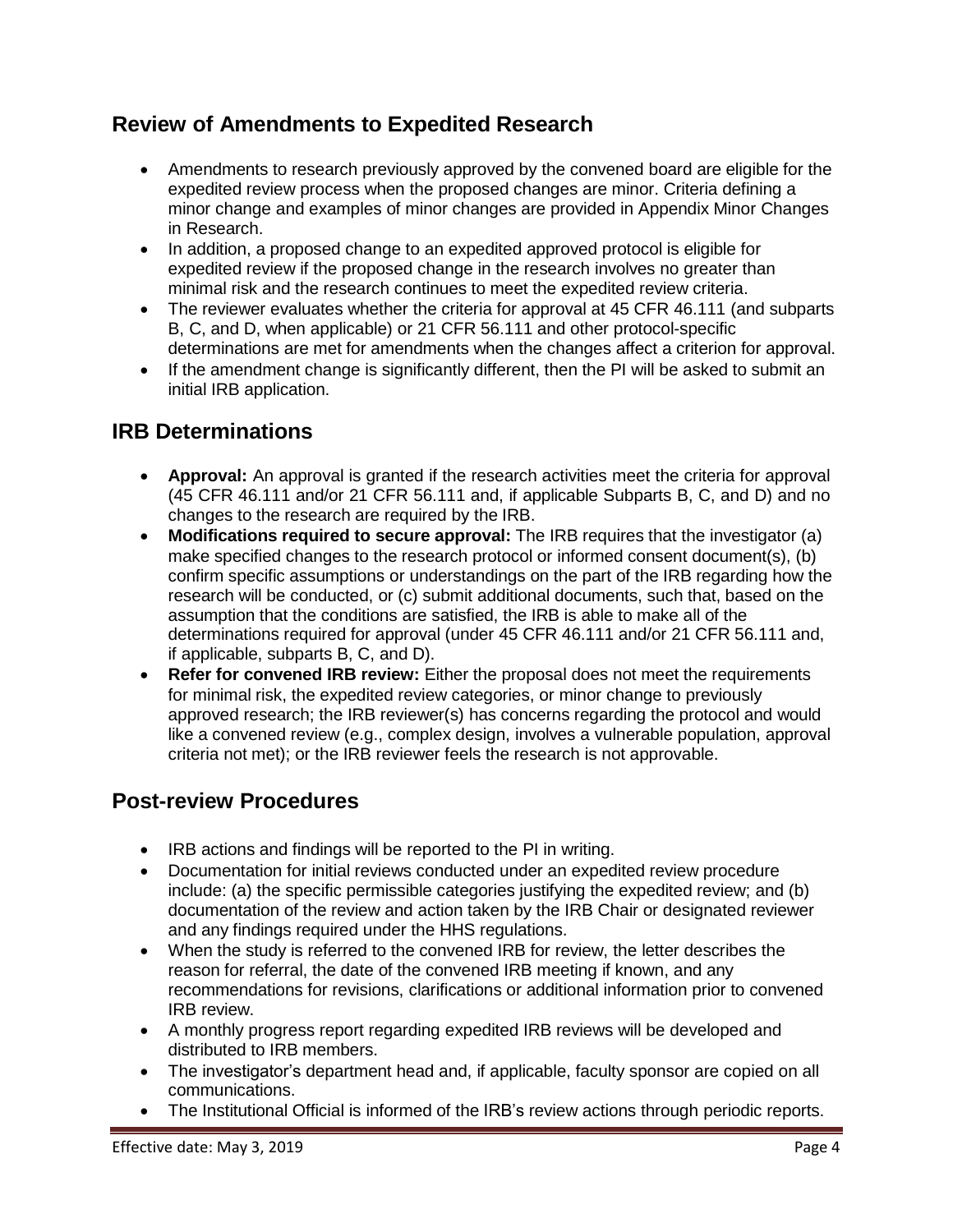## Review of Amendments to Expedited Research

- Amendments to research previously approved by the convened board are eligible for the expedited review process when the proposed changes are minor. Criteria defining a minor change and examples of minor changes are provided in Appendix Minor Changes in Research.
- In addition, a proposed change to an expedited approved protocol is eligible for expedited review if the proposed change in the research involves no greater than minimal risk and the research continues to meet the expedited review criteria.
- The reviewer evaluates whether the criteria for approval at 45 CFR 46.111 (and subparts B, C, and D, when applicable) or 21 CFR 56.111 and other protocol-specific determinations are met for amendments when the changes affect a criterion for approval.
- If the amendment change is significantly different, then the PI will be asked to submit an initial IRB application.

## IRB Determinations

- **Approval:** An approval is granted if the research activities meet the criteria for approval (45 CFR 46.111 and/or 21 CFR 56.111 and, if applicable Subparts B, C, and D) and no changes to the research are required by the IRB.
- **Modifications required to secure approval:** The IRB requires that the investigator (a) make specified changes to the research protocol or informed consent document(s), (b) confirm specific assumptions or understandings on the part of the IRB regarding how the research will be conducted, or (c) submit additional documents, such that, based on the assumption that the conditions are satisfied, the IRB is able to make all of the determinations required for approval (under 45 CFR 46.111 and/or 21 CFR 56.111 and, if applicable, subparts B, C, and D).
- **Refer for convened IRB review:** Either the proposal does not meet the requirements for minimal risk, the expedited review categories, or minor change to previously approved research; the IRB reviewer(s) has concerns regarding the protocol and would like a convened review (e.g., complex design, involves a vulnerable population, approval criteria not met); or the IRB reviewer feels the research is not approvable.

## Post-review Procedures

- IRB actions and findings will be reported to the PI in writing.
- Documentation for initial reviews conducted under an expedited review procedure include: (a) the specific permissible categories justifying the expedited review; and (b) documentation of the review and action taken by the IRB Chair or designated reviewer and any findings required under the HHS regulations.
- When the study is referred to the convened IRB for review, the letter describes the reason for referral, the date of the convened IRB meeting if known, and any recommendations for revisions, clarifications or additional information prior to convened IRB review.
- A monthly progress report regarding expedited IRB reviews will be developed and distributed to IRB members.
- The investigator's department head and, if applicable, faculty sponsor are copied on all communications.
- The Institutional Official is informed of the IRB's review actions through periodic reports.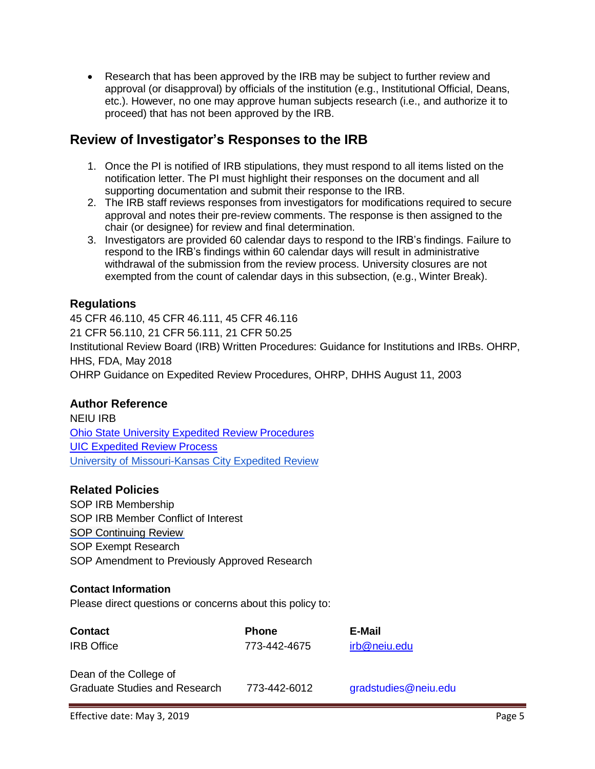- Research that has been approved by the IRB may be subject to further review and approval (or disapproval) by officials of the institution (e.g., Institutional Official, Deans, etc.). However, no one may approve human subjects research (i.e., and authorize it to proceed) that has not been approved by the IRB.

## Review of Investigator's Responses to the IRB

1. Once the PI is notified of IRB stipulations, they must respond to all items listed on the notification letter. The PI must highlight their responses on the document and all supporting documentation and submit their response to the IRB.
2. The IRB staff reviews responses from investigators for modifications required to secure approval and notes their pre-review comments. The response is then assigned to the chair (or designee) for review and final determination.
3. Investigators are provided 60 calendar days to respond to the IRB's findings. Failure to respond to the IRB's findings within 60 calendar days will result in administrative withdrawal of the submission from the review process. University closures are not exempted from the count of calendar days in this subsection, (e.g., Winter Break).

### Regulations

45 CFR 46.110, 45 CFR 46.111, 45 CFR 46.116
21 CFR 56.110, 21 CFR 56.111, 21 CFR 50.25
Institutional Review Board (IRB) Written Procedures: Guidance for Institutions and IRBs. OHRP, HHS, FDA, May 2018
OHRP Guidance on Expedited Review Procedures, OHRP, DHHS August 11, 2003

### Author Reference

NEIU IRB
Ohio State University Expedited Review Procedures
UIC Expedited Review Process
University of Missouri-Kansas City Expedited Review

### Related Policies

SOP IRB Membership
SOP IRB Member Conflict of Interest
SOP Continuing Review
SOP Exempt Research
SOP Amendment to Previously Approved Research

#### Contact Information

Please direct questions or concerns about this policy to:

| Contact | Phone | E-Mail |
|---|---|---|
| IRB Office | 773-442-4675 | irb@neiu.edu |
| Dean of the College of Graduate Studies and Research | 773-442-6012 | gradstudies@neiu.edu |

Effective date: May 3, 2019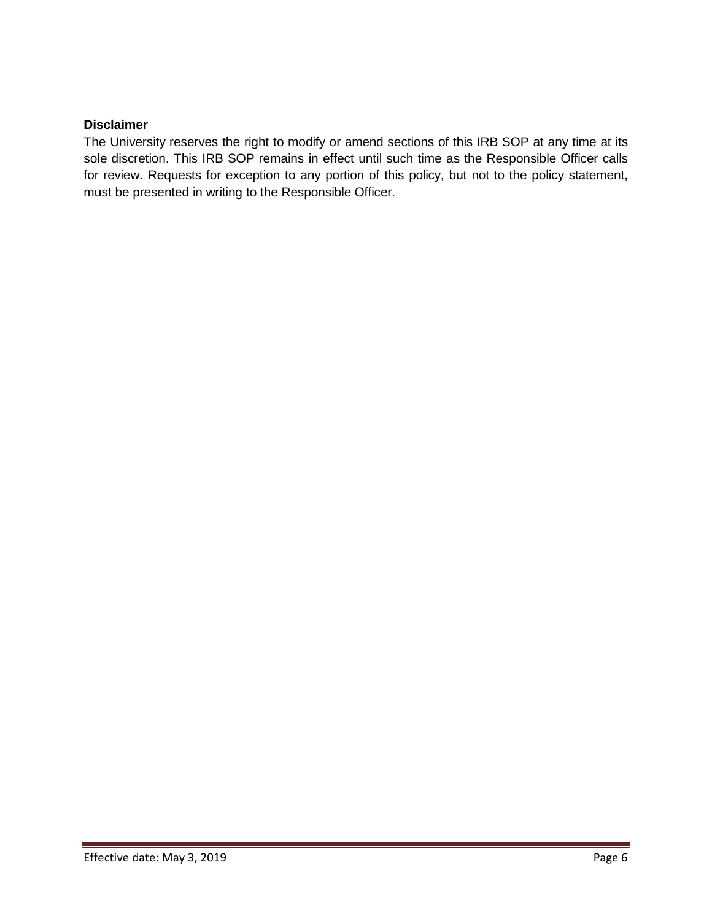**Disclaimer**

The University reserves the right to modify or amend sections of this IRB SOP at any time at its sole discretion. This IRB SOP remains in effect until such time as the Responsible Officer calls for review. Requests for exception to any portion of this policy, but not to the policy statement, must be presented in writing to the Responsible Officer.